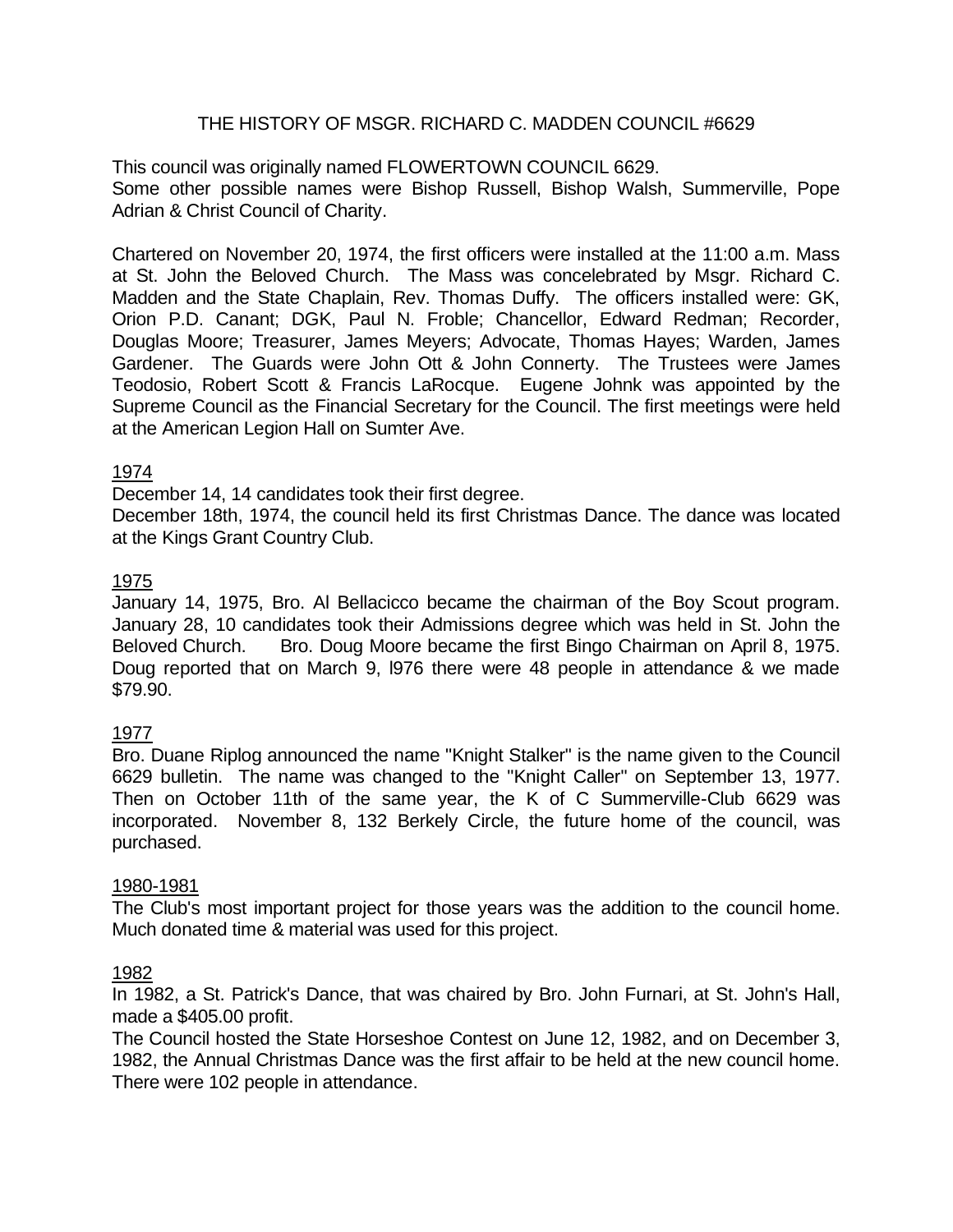# THE HISTORY OF MSGR. RICHARD C. MADDEN COUNCIL #6629

This council was originally named FLOWERTOWN COUNCIL 6629.
Some other possible names were Bishop Russell, Bishop Walsh, Summerville, Pope Adrian & Christ Council of Charity.

Chartered on November 20, 1974, the first officers were installed at the 11:00 a.m. Mass at St. John the Beloved Church. The Mass was concelebrated by Msgr. Richard C. Madden and the State Chaplain, Rev. Thomas Duffy. The officers installed were: GK, Orion P.D. Canant; DGK, Paul N. Froble; Chancellor, Edward Redman; Recorder, Douglas Moore; Treasurer, James Meyers; Advocate, Thomas Hayes; Warden, James Gardener. The Guards were John Ott & John Connerty. The Trustees were James Teodosio, Robert Scott & Francis LaRocque. Eugene Johnk was appointed by the Supreme Council as the Financial Secretary for the Council. The first meetings were held at the American Legion Hall on Sumter Ave.

## 1974

December 14, 14 candidates took their first degree.
December 18th, 1974, the council held its first Christmas Dance. The dance was located at the Kings Grant Country Club.

## 1975

January 14, 1975, Bro. Al Bellacicco became the chairman of the Boy Scout program. January 28, 10 candidates took their Admissions degree which was held in St. John the Beloved Church. Bro. Doug Moore became the first Bingo Chairman on April 8, 1975. Doug reported that on March 9, l976 there were 48 people in attendance & we made $79.90.

## 1977

Bro. Duane Riplog announced the name "Knight Stalker" is the name given to the Council 6629 bulletin. The name was changed to the "Knight Caller" on September 13, 1977. Then on October 11th of the same year, the K of C Summerville-Club 6629 was incorporated. November 8, 132 Berkely Circle, the future home of the council, was purchased.

## 1980-1981

The Club's most important project for those years was the addition to the council home. Much donated time & material was used for this project.

## 1982

In 1982, a St. Patrick's Dance, that was chaired by Bro. John Furnari, at St. John's Hall, made a $405.00 profit.
The Council hosted the State Horseshoe Contest on June 12, 1982, and on December 3, 1982, the Annual Christmas Dance was the first affair to be held at the new council home. There were 102 people in attendance.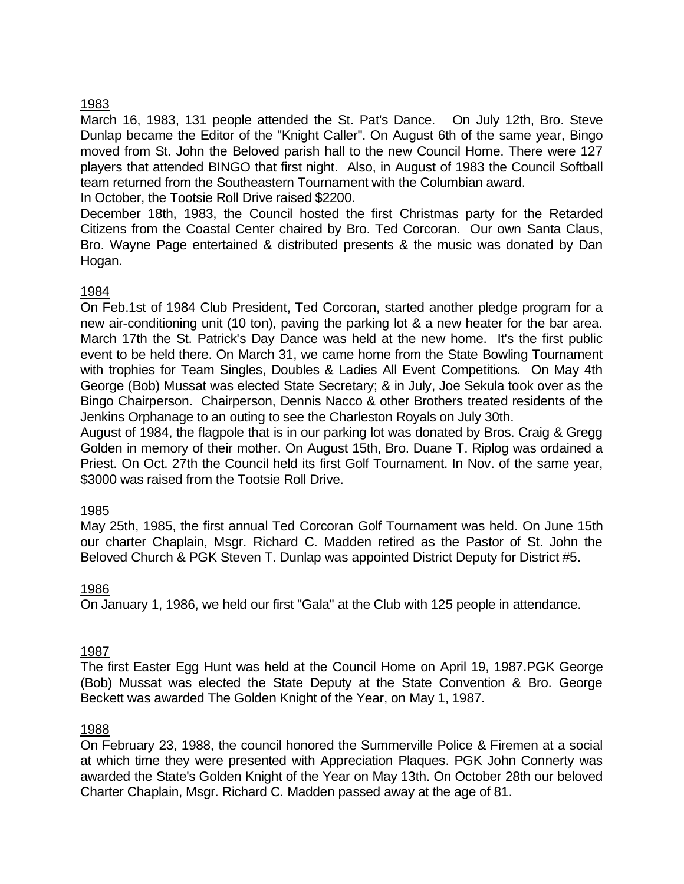## 1983

March 16, 1983, 131 people attended the St. Pat's Dance. On July 12th, Bro. Steve Dunlap became the Editor of the "Knight Caller". On August 6th of the same year, Bingo moved from St. John the Beloved parish hall to the new Council Home. There were 127 players that attended BINGO that first night. Also, in August of 1983 the Council Softball team returned from the Southeastern Tournament with the Columbian award.

In October, the Tootsie Roll Drive raised $2200.

December 18th, 1983, the Council hosted the first Christmas party for the Retarded Citizens from the Coastal Center chaired by Bro. Ted Corcoran. Our own Santa Claus, Bro. Wayne Page entertained & distributed presents & the music was donated by Dan Hogan.

## 1984

On Feb.1st of 1984 Club President, Ted Corcoran, started another pledge program for a new air-conditioning unit (10 ton), paving the parking lot & a new heater for the bar area. March 17th the St. Patrick's Day Dance was held at the new home. It's the first public event to be held there. On March 31, we came home from the State Bowling Tournament with trophies for Team Singles, Doubles & Ladies All Event Competitions. On May 4th George (Bob) Mussat was elected State Secretary; & in July, Joe Sekula took over as the Bingo Chairperson. Chairperson, Dennis Nacco & other Brothers treated residents of the Jenkins Orphanage to an outing to see the Charleston Royals on July 30th.

August of 1984, the flagpole that is in our parking lot was donated by Bros. Craig & Gregg Golden in memory of their mother. On August 15th, Bro. Duane T. Riplog was ordained a Priest. On Oct. 27th the Council held its first Golf Tournament. In Nov. of the same year, $3000 was raised from the Tootsie Roll Drive.

## 1985

May 25th, 1985, the first annual Ted Corcoran Golf Tournament was held. On June 15th our charter Chaplain, Msgr. Richard C. Madden retired as the Pastor of St. John the Beloved Church & PGK Steven T. Dunlap was appointed District Deputy for District #5.

## 1986

On January 1, 1986, we held our first "Gala" at the Club with 125 people in attendance.

## 1987

The first Easter Egg Hunt was held at the Council Home on April 19, 1987.PGK George (Bob) Mussat was elected the State Deputy at the State Convention & Bro. George Beckett was awarded The Golden Knight of the Year, on May 1, 1987.

## 1988

On February 23, 1988, the council honored the Summerville Police & Firemen at a social at which time they were presented with Appreciation Plaques. PGK John Connerty was awarded the State's Golden Knight of the Year on May 13th. On October 28th our beloved Charter Chaplain, Msgr. Richard C. Madden passed away at the age of 81.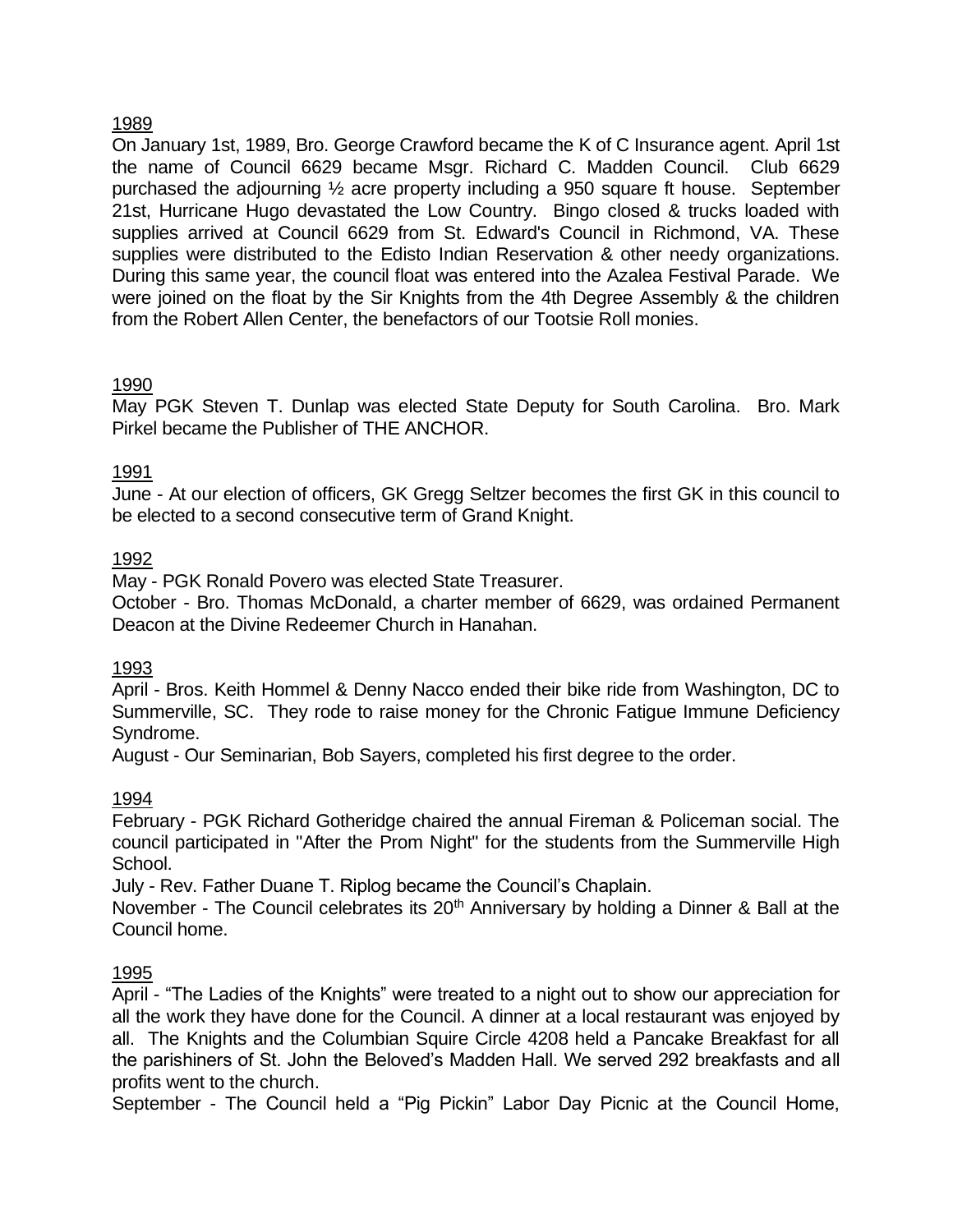1989

On January 1st, 1989, Bro. George Crawford became the K of C Insurance agent. April 1st the name of Council 6629 became Msgr. Richard C. Madden Council. Club 6629 purchased the adjourning ½ acre property including a 950 square ft house. September 21st, Hurricane Hugo devastated the Low Country. Bingo closed & trucks loaded with supplies arrived at Council 6629 from St. Edward's Council in Richmond, VA. These supplies were distributed to the Edisto Indian Reservation & other needy organizations. During this same year, the council float was entered into the Azalea Festival Parade. We were joined on the float by the Sir Knights from the 4th Degree Assembly & the children from the Robert Allen Center, the benefactors of our Tootsie Roll monies.

1990

May PGK Steven T. Dunlap was elected State Deputy for South Carolina. Bro. Mark Pirkel became the Publisher of THE ANCHOR.

1991

June - At our election of officers, GK Gregg Seltzer becomes the first GK in this council to be elected to a second consecutive term of Grand Knight.

1992

May - PGK Ronald Povero was elected State Treasurer.

October - Bro. Thomas McDonald, a charter member of 6629, was ordained Permanent Deacon at the Divine Redeemer Church in Hanahan.

1993

April - Bros. Keith Hommel & Denny Nacco ended their bike ride from Washington, DC to Summerville, SC. They rode to raise money for the Chronic Fatigue Immune Deficiency Syndrome.

August - Our Seminarian, Bob Sayers, completed his first degree to the order.

1994

February - PGK Richard Gotheridge chaired the annual Fireman & Policeman social. The council participated in "After the Prom Night" for the students from the Summerville High School.

July - Rev. Father Duane T. Riplog became the Council's Chaplain.

November - The Council celebrates its 20th Anniversary by holding a Dinner & Ball at the Council home.

1995

April - "The Ladies of the Knights" were treated to a night out to show our appreciation for all the work they have done for the Council. A dinner at a local restaurant was enjoyed by all. The Knights and the Columbian Squire Circle 4208 held a Pancake Breakfast for all the parishiners of St. John the Beloved's Madden Hall. We served 292 breakfasts and all profits went to the church.

September - The Council held a "Pig Pickin" Labor Day Picnic at the Council Home,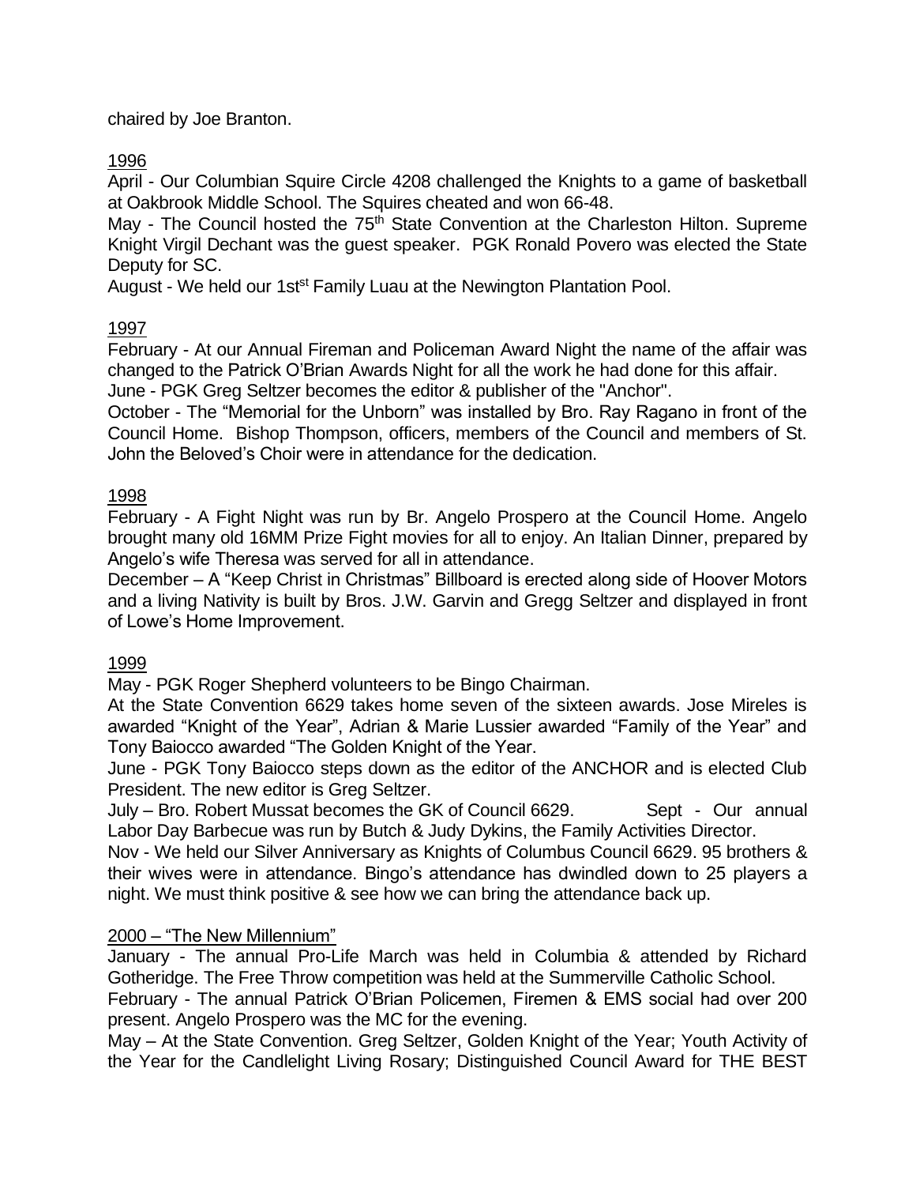chaired by Joe Branton.

1996

April - Our Columbian Squire Circle 4208 challenged the Knights to a game of basketball at Oakbrook Middle School. The Squires cheated and won 66-48.

May - The Council hosted the 75th State Convention at the Charleston Hilton. Supreme Knight Virgil Dechant was the guest speaker. PGK Ronald Povero was elected the State Deputy for SC.

August - We held our 1st[st] Family Luau at the Newington Plantation Pool.

1997

February - At our Annual Fireman and Policeman Award Night the name of the affair was changed to the Patrick O'Brian Awards Night for all the work he had done for this affair.

June - PGK Greg Seltzer becomes the editor & publisher of the "Anchor".

October - The "Memorial for the Unborn" was installed by Bro. Ray Ragano in front of the Council Home. Bishop Thompson, officers, members of the Council and members of St. John the Beloved's Choir were in attendance for the dedication.

1998

February - A Fight Night was run by Br. Angelo Prospero at the Council Home. Angelo brought many old 16MM Prize Fight movies for all to enjoy. An Italian Dinner, prepared by Angelo's wife Theresa was served for all in attendance.

December – A "Keep Christ in Christmas" Billboard is erected along side of Hoover Motors and a living Nativity is built by Bros. J.W. Garvin and Gregg Seltzer and displayed in front of Lowe's Home Improvement.

1999

May - PGK Roger Shepherd volunteers to be Bingo Chairman.

At the State Convention 6629 takes home seven of the sixteen awards. Jose Mireles is awarded "Knight of the Year", Adrian & Marie Lussier awarded "Family of the Year" and Tony Baiocco awarded "The Golden Knight of the Year.

June - PGK Tony Baiocco steps down as the editor of the ANCHOR and is elected Club President. The new editor is Greg Seltzer.

July – Bro. Robert Mussat becomes the GK of Council 6629. Sept - Our annual Labor Day Barbecue was run by Butch & Judy Dykins, the Family Activities Director.

Nov - We held our Silver Anniversary as Knights of Columbus Council 6629. 95 brothers & their wives were in attendance. Bingo's attendance has dwindled down to 25 players a night. We must think positive & see how we can bring the attendance back up.

2000 – "The New Millennium"

January - The annual Pro-Life March was held in Columbia & attended by Richard Gotheridge. The Free Throw competition was held at the Summerville Catholic School.

February - The annual Patrick O'Brian Policemen, Firemen & EMS social had over 200 present. Angelo Prospero was the MC for the evening.

May – At the State Convention. Greg Seltzer, Golden Knight of the Year; Youth Activity of the Year for the Candlelight Living Rosary; Distinguished Council Award for THE BEST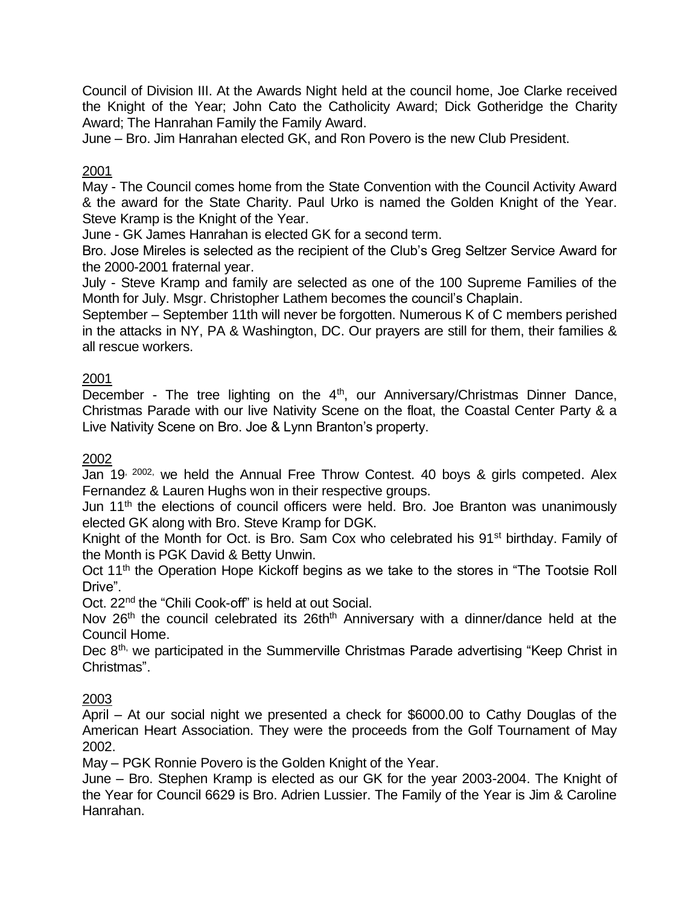Council of Division III. At the Awards Night held at the council home, Joe Clarke received the Knight of the Year; John Cato the Catholicity Award; Dick Gotheridge the Charity Award; The Hanrahan Family the Family Award.

June – Bro. Jim Hanrahan elected GK, and Ron Povero is the new Club President.

<u>2001</u>

May - The Council comes home from the State Convention with the Council Activity Award & the award for the State Charity. Paul Urko is named the Golden Knight of the Year. Steve Kramp is the Knight of the Year.

June - GK James Hanrahan is elected GK for a second term.

Bro. Jose Mireles is selected as the recipient of the Club's Greg Seltzer Service Award for the 2000-2001 fraternal year.

July - Steve Kramp and family are selected as one of the 100 Supreme Families of the Month for July. Msgr. Christopher Lathem becomes the council's Chaplain.

September – September 11th will never be forgotten. Numerous K of C members perished in the attacks in NY, PA & Washington, DC. Our prayers are still for them, their families & all rescue workers.

<u>2001</u>

December - The tree lighting on the 4th, our Anniversary/Christmas Dinner Dance, Christmas Parade with our live Nativity Scene on the float, the Coastal Center Party & a Live Nativity Scene on Bro. Joe & Lynn Branton's property.

<u>2002</u>

Jan 19, 2002, we held the Annual Free Throw Contest. 40 boys & girls competed. Alex Fernandez & Lauren Hughs won in their respective groups.

Jun 11th the elections of council officers were held. Bro. Joe Branton was unanimously elected GK along with Bro. Steve Kramp for DGK.

Knight of the Month for Oct. is Bro. Sam Cox who celebrated his 91st birthday. Family of the Month is PGK David & Betty Unwin.

Oct 11th the Operation Hope Kickoff begins as we take to the stores in "The Tootsie Roll Drive".

Oct. 22nd the "Chili Cook-off" is held at out Social.

Nov 26th the council celebrated its 26thth Anniversary with a dinner/dance held at the Council Home.

Dec 8th, we participated in the Summerville Christmas Parade advertising "Keep Christ in Christmas".

<u>2003</u>

April – At our social night we presented a check for $6000.00 to Cathy Douglas of the American Heart Association. They were the proceeds from the Golf Tournament of May 2002.

May – PGK Ronnie Povero is the Golden Knight of the Year.

June – Bro. Stephen Kramp is elected as our GK for the year 2003-2004. The Knight of the Year for Council 6629 is Bro. Adrien Lussier. The Family of the Year is Jim & Caroline Hanrahan.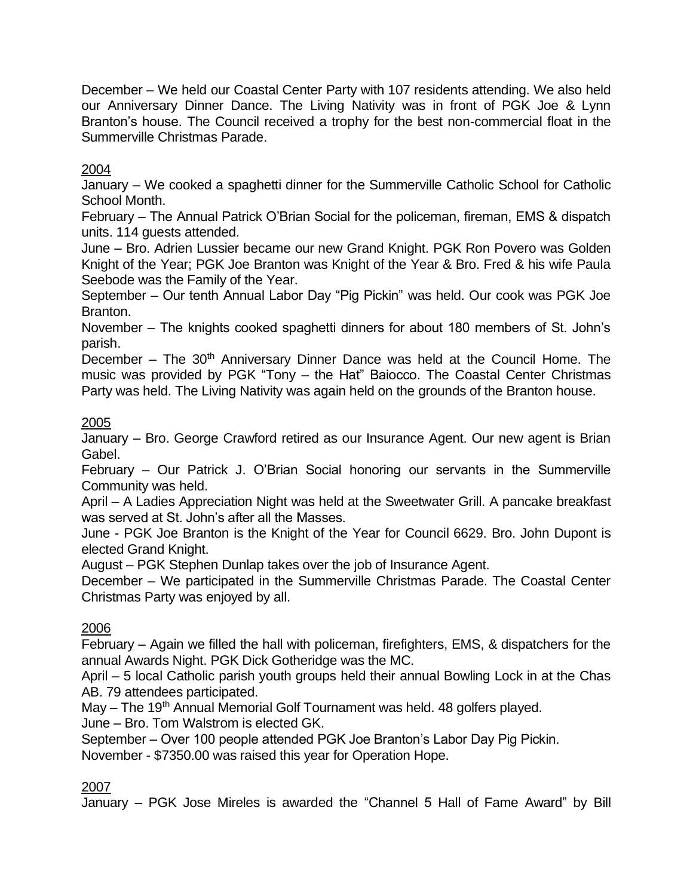December – We held our Coastal Center Party with 107 residents attending. We also held our Anniversary Dinner Dance. The Living Nativity was in front of PGK Joe & Lynn Branton's house. The Council received a trophy for the best non-commercial float in the Summerville Christmas Parade.

<u>2004</u>

January – We cooked a spaghetti dinner for the Summerville Catholic School for Catholic School Month.
February – The Annual Patrick O'Brian Social for the policeman, fireman, EMS & dispatch units. 114 guests attended.
June – Bro. Adrien Lussier became our new Grand Knight. PGK Ron Povero was Golden Knight of the Year; PGK Joe Branton was Knight of the Year & Bro. Fred & his wife Paula Seebode was the Family of the Year.
September – Our tenth Annual Labor Day "Pig Pickin" was held. Our cook was PGK Joe Branton.
November – The knights cooked spaghetti dinners for about 180 members of St. John's parish.
December – The 30th Anniversary Dinner Dance was held at the Council Home. The music was provided by PGK "Tony – the Hat" Baiocco. The Coastal Center Christmas Party was held. The Living Nativity was again held on the grounds of the Branton house.

<u>2005</u>

January – Bro. George Crawford retired as our Insurance Agent. Our new agent is Brian Gabel.
February – Our Patrick J. O'Brian Social honoring our servants in the Summerville Community was held.
April – A Ladies Appreciation Night was held at the Sweetwater Grill. A pancake breakfast was served at St. John's after all the Masses.
June - PGK Joe Branton is the Knight of the Year for Council 6629. Bro. John Dupont is elected Grand Knight.
August – PGK Stephen Dunlap takes over the job of Insurance Agent.
December – We participated in the Summerville Christmas Parade. The Coastal Center Christmas Party was enjoyed by all.

<u>2006</u>

February – Again we filled the hall with policeman, firefighters, EMS, & dispatchers for the annual Awards Night. PGK Dick Gotheridge was the MC.
April – 5 local Catholic parish youth groups held their annual Bowling Lock in at the Chas AB. 79 attendees participated.
May – The 19th Annual Memorial Golf Tournament was held. 48 golfers played.
June – Bro. Tom Walstrom is elected GK.
September – Over 100 people attended PGK Joe Branton's Labor Day Pig Pickin.
November - $7350.00 was raised this year for Operation Hope.

<u>2007</u>

January – PGK Jose Mireles is awarded the "Channel 5 Hall of Fame Award" by Bill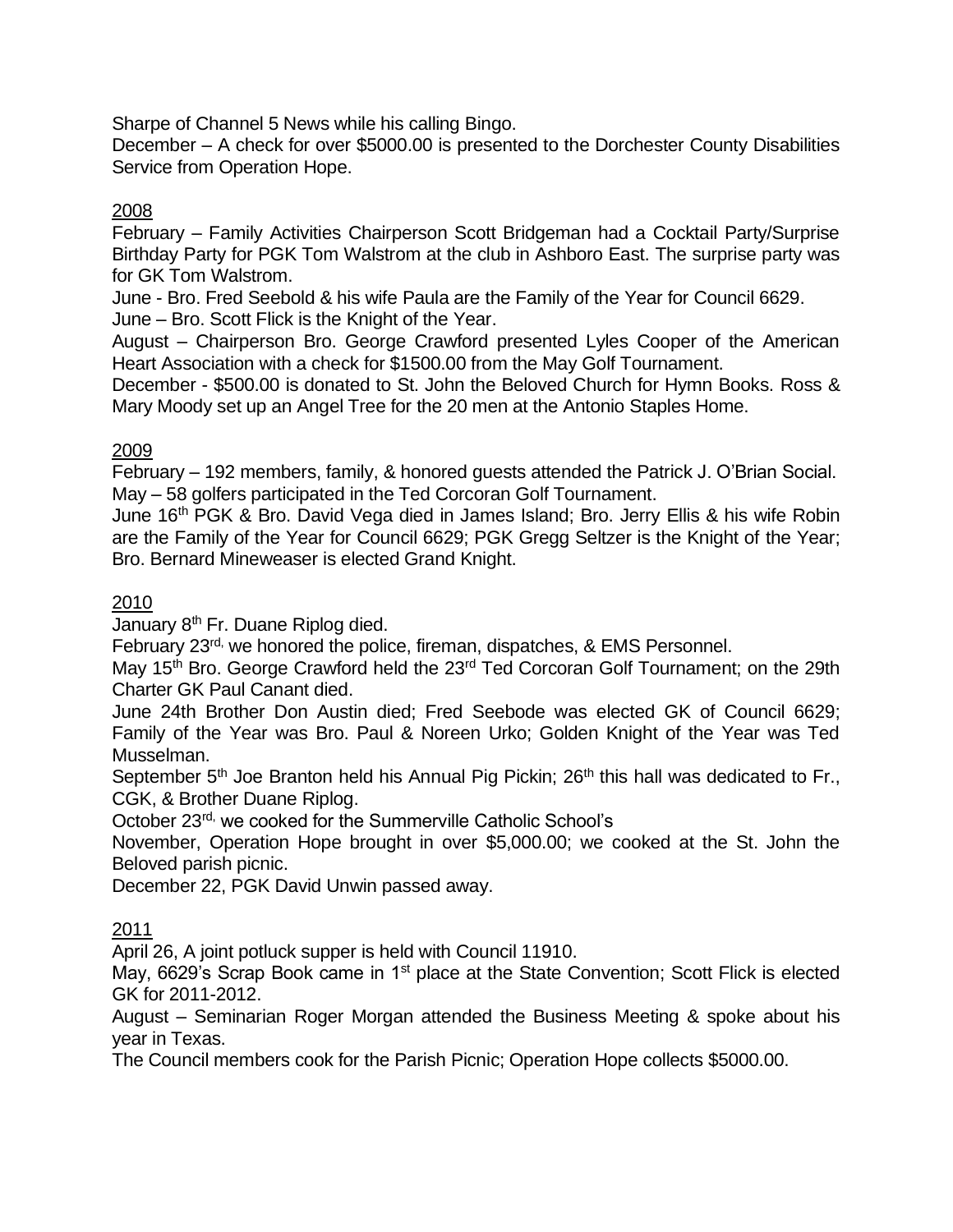Sharpe of Channel 5 News while his calling Bingo.

December – A check for over $5000.00 is presented to the Dorchester County Disabilities Service from Operation Hope.

2008

February – Family Activities Chairperson Scott Bridgeman had a Cocktail Party/Surprise Birthday Party for PGK Tom Walstrom at the club in Ashboro East. The surprise party was for GK Tom Walstrom.

June - Bro. Fred Seebold & his wife Paula are the Family of the Year for Council 6629.

June – Bro. Scott Flick is the Knight of the Year.

August – Chairperson Bro. George Crawford presented Lyles Cooper of the American Heart Association with a check for $1500.00 from the May Golf Tournament.

December - $500.00 is donated to St. John the Beloved Church for Hymn Books. Ross & Mary Moody set up an Angel Tree for the 20 men at the Antonio Staples Home.

2009

February – 192 members, family, & honored guests attended the Patrick J. O'Brian Social.

May – 58 golfers participated in the Ted Corcoran Golf Tournament.

June 16th PGK & Bro. David Vega died in James Island; Bro. Jerry Ellis & his wife Robin are the Family of the Year for Council 6629; PGK Gregg Seltzer is the Knight of the Year; Bro. Bernard Mineweaser is elected Grand Knight.

2010

January 8th Fr. Duane Riplog died.

February 23rd, we honored the police, fireman, dispatches, & EMS Personnel.

May 15th Bro. George Crawford held the 23rd Ted Corcoran Golf Tournament; on the 29th Charter GK Paul Canant died.

June 24th Brother Don Austin died; Fred Seebode was elected GK of Council 6629; Family of the Year was Bro. Paul & Noreen Urko; Golden Knight of the Year was Ted Musselman.

September 5th Joe Branton held his Annual Pig Pickin; 26th this hall was dedicated to Fr., CGK, & Brother Duane Riplog.

October 23rd, we cooked for the Summerville Catholic School's

November, Operation Hope brought in over $5,000.00; we cooked at the St. John the Beloved parish picnic.

December 22, PGK David Unwin passed away.

2011

April 26, A joint potluck supper is held with Council 11910.

May, 6629's Scrap Book came in 1st place at the State Convention; Scott Flick is elected GK for 2011-2012.

August – Seminarian Roger Morgan attended the Business Meeting & spoke about his year in Texas.

The Council members cook for the Parish Picnic; Operation Hope collects $5000.00.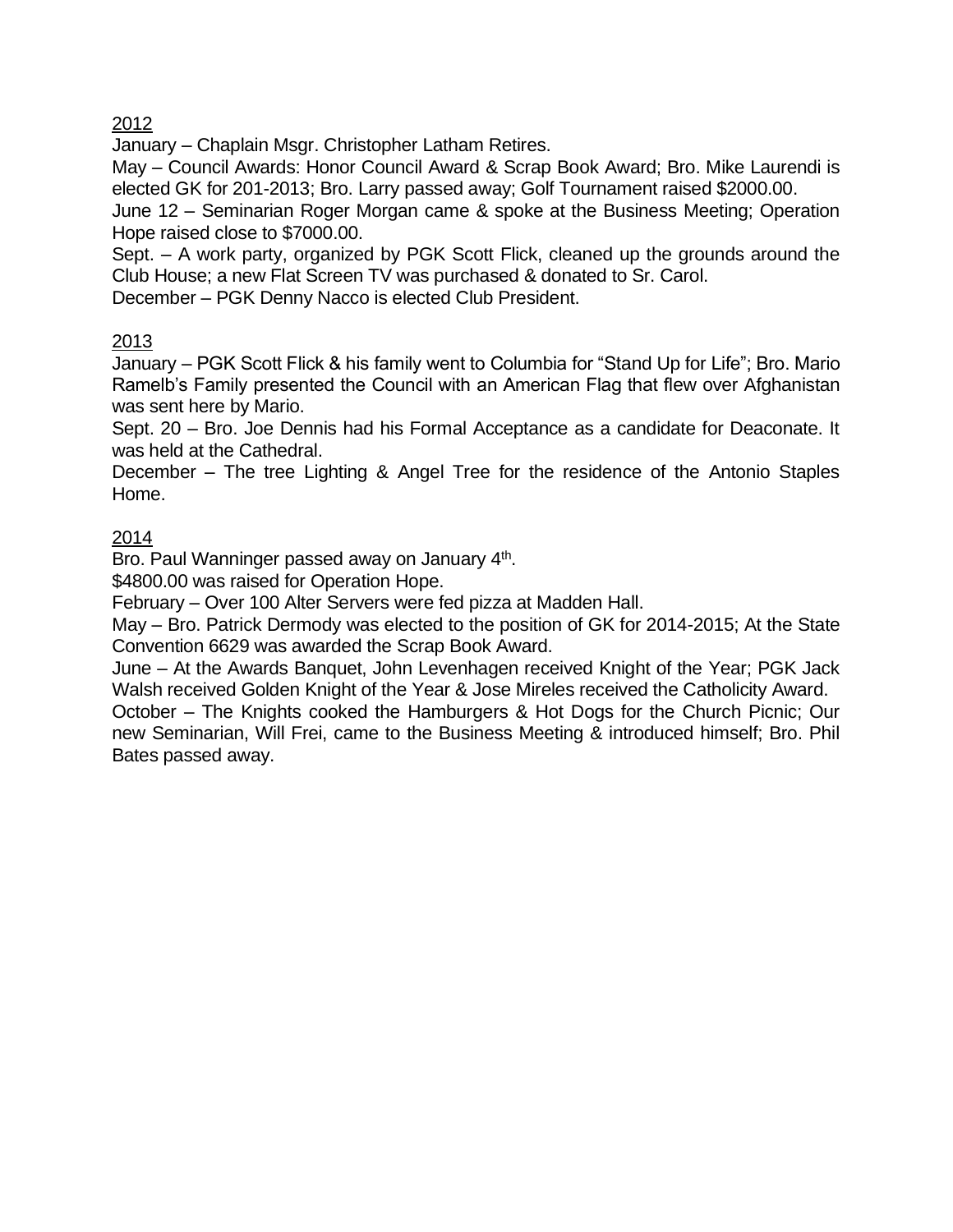2012

January – Chaplain Msgr. Christopher Latham Retires.

May – Council Awards: Honor Council Award & Scrap Book Award; Bro. Mike Laurendi is elected GK for 201-2013; Bro. Larry passed away; Golf Tournament raised $2000.00.

June 12 – Seminarian Roger Morgan came & spoke at the Business Meeting; Operation Hope raised close to $7000.00.

Sept. – A work party, organized by PGK Scott Flick, cleaned up the grounds around the Club House; a new Flat Screen TV was purchased & donated to Sr. Carol.

December – PGK Denny Nacco is elected Club President.

2013

January – PGK Scott Flick & his family went to Columbia for "Stand Up for Life"; Bro. Mario Ramelb's Family presented the Council with an American Flag that flew over Afghanistan was sent here by Mario.

Sept. 20 – Bro. Joe Dennis had his Formal Acceptance as a candidate for Deaconate. It was held at the Cathedral.

December – The tree Lighting & Angel Tree for the residence of the Antonio Staples Home.

2014

Bro. Paul Wanninger passed away on January 4th.

$4800.00 was raised for Operation Hope.

February – Over 100 Alter Servers were fed pizza at Madden Hall.

May – Bro. Patrick Dermody was elected to the position of GK for 2014-2015; At the State Convention 6629 was awarded the Scrap Book Award.

June – At the Awards Banquet, John Levenhagen received Knight of the Year; PGK Jack Walsh received Golden Knight of the Year & Jose Mireles received the Catholicity Award.

October – The Knights cooked the Hamburgers & Hot Dogs for the Church Picnic; Our new Seminarian, Will Frei, came to the Business Meeting & introduced himself; Bro. Phil Bates passed away.